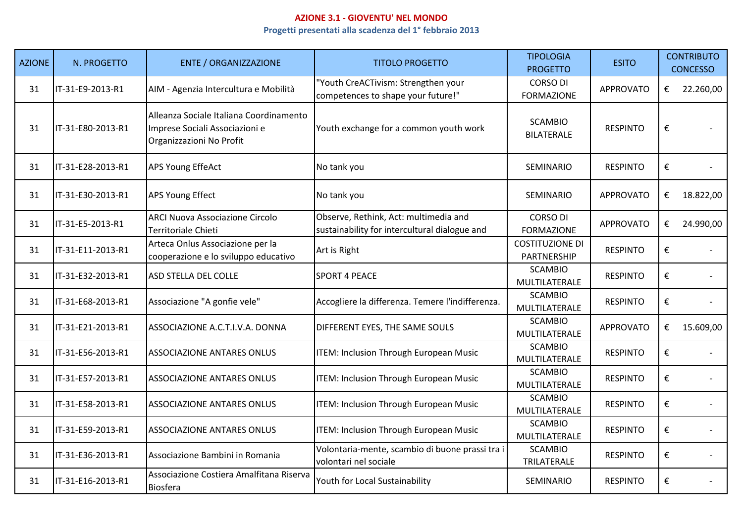# AZIONE 3.1 - GIOVENTU' NEL MONDO

## Progetti presentati alla scadenza del 1° febbraio 2013

| AZIONE | N. PROGETTO | ENTE / ORGANIZZAZIONE | TITOLO PROGETTO | TIPOLOGIA PROGETTO | ESITO | CONTRIBUTO CONCESSO |
|---|---|---|---|---|---|---|
| 31 | IT-31-E9-2013-R1 | AIM - Agenzia Intercultura e Mobilità | "Youth CreACTivism: Strengthen your competences to shape your future!" | CORSO DI FORMAZIONE | APPROVATO | € 22.260,00 |
| 31 | IT-31-E80-2013-R1 | Alleanza Sociale Italiana Coordinamento Imprese Sociali Associazioni e Organizzazioni No Profit | Youth exchange for a common youth work | SCAMBIO BILATERALE | RESPINTO | € - |
| 31 | IT-31-E28-2013-R1 | APS Young EffeAct | No tank you | SEMINARIO | RESPINTO | € - |
| 31 | IT-31-E30-2013-R1 | APS Young Effect | No tank you | SEMINARIO | APPROVATO | € 18.822,00 |
| 31 | IT-31-E5-2013-R1 | ARCI Nuova Associazione Circolo Territoriale Chieti | Observe, Rethink, Act: multimedia and sustainability for intercultural dialogue and | CORSO DI FORMAZIONE | APPROVATO | € 24.990,00 |
| 31 | IT-31-E11-2013-R1 | Arteca Onlus Associazione per la cooperazione e lo sviluppo educativo | Art is Right | COSTITUZIONE DI PARTNERSHIP | RESPINTO | € - |
| 31 | IT-31-E32-2013-R1 | ASD STELLA DEL COLLE | SPORT 4 PEACE | SCAMBIO MULTILATERALE | RESPINTO | € - |
| 31 | IT-31-E68-2013-R1 | Associazione "A gonfie vele" | Accogliere la differenza. Temere l'indifferenza. | SCAMBIO MULTILATERALE | RESPINTO | € - |
| 31 | IT-31-E21-2013-R1 | ASSOCIAZIONE A.C.T.I.V.A. DONNA | DIFFERENT EYES, THE SAME SOULS | SCAMBIO MULTILATERALE | APPROVATO | € 15.609,00 |
| 31 | IT-31-E56-2013-R1 | ASSOCIAZIONE ANTARES ONLUS | ITEM: Inclusion Through European Music | SCAMBIO MULTILATERALE | RESPINTO | € - |
| 31 | IT-31-E57-2013-R1 | ASSOCIAZIONE ANTARES ONLUS | ITEM: Inclusion Through European Music | SCAMBIO MULTILATERALE | RESPINTO | € - |
| 31 | IT-31-E58-2013-R1 | ASSOCIAZIONE ANTARES ONLUS | ITEM: Inclusion Through European Music | SCAMBIO MULTILATERALE | RESPINTO | € - |
| 31 | IT-31-E59-2013-R1 | ASSOCIAZIONE ANTARES ONLUS | ITEM: Inclusion Through European Music | SCAMBIO MULTILATERALE | RESPINTO | € - |
| 31 | IT-31-E36-2013-R1 | Associazione Bambini in Romania | Volontaria-mente, scambio di buone prassi tra i volontari nel sociale | SCAMBIO TRILATERALE | RESPINTO | € - |
| 31 | IT-31-E16-2013-R1 | Associazione Costiera Amalfitana Riserva Biosfera | Youth for Local Sustainability | SEMINARIO | RESPINTO | € - |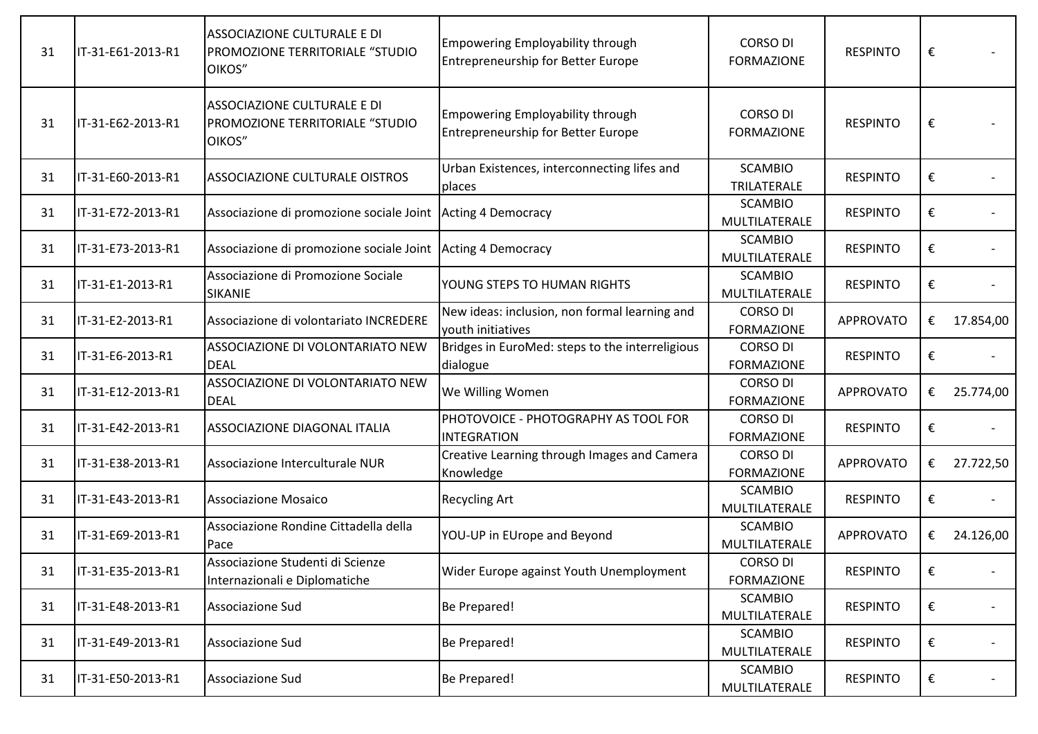| | | | | | | |
|---|---|---|---|---|---|---|
| 31 | IT-31-E61-2013-R1 | ASSOCIAZIONE CULTURALE E DI PROMOZIONE TERRITORIALE “STUDIO OIKOS” | Empowering Employability through Entrepreneurship for Better Europe | CORSO DI FORMAZIONE | RESPINTO | € - |
| 31 | IT-31-E62-2013-R1 | ASSOCIAZIONE CULTURALE E DI PROMOZIONE TERRITORIALE “STUDIO OIKOS” | Empowering Employability through Entrepreneurship for Better Europe | CORSO DI FORMAZIONE | RESPINTO | € - |
| 31 | IT-31-E60-2013-R1 | ASSOCIAZIONE CULTURALE OISTROS | Urban Existences, interconnecting lifes and places | SCAMBIO TRILATERALE | RESPINTO | € - |
| 31 | IT-31-E72-2013-R1 | Associazione di promozione sociale Joint | Acting 4 Democracy | SCAMBIO MULTILATERALE | RESPINTO | € - |
| 31 | IT-31-E73-2013-R1 | Associazione di promozione sociale Joint | Acting 4 Democracy | SCAMBIO MULTILATERALE | RESPINTO | € - |
| 31 | IT-31-E1-2013-R1 | Associazione di Promozione Sociale SIKANIE | YOUNG STEPS TO HUMAN RIGHTS | SCAMBIO MULTILATERALE | RESPINTO | € - |
| 31 | IT-31-E2-2013-R1 | Associazione di volontariato INCREDERE | New ideas: inclusion, non formal learning and youth initiatives | CORSO DI FORMAZIONE | APPROVATO | € 17.854,00 |
| 31 | IT-31-E6-2013-R1 | ASSOCIAZIONE DI VOLONTARIATO NEW DEAL | Bridges in EuroMed: steps to the interreligious dialogue | CORSO DI FORMAZIONE | RESPINTO | € - |
| 31 | IT-31-E12-2013-R1 | ASSOCIAZIONE DI VOLONTARIATO NEW DEAL | We Willing Women | CORSO DI FORMAZIONE | APPROVATO | € 25.774,00 |
| 31 | IT-31-E42-2013-R1 | ASSOCIAZIONE DIAGONAL ITALIA | PHOTOVOICE - PHOTOGRAPHY AS TOOL FOR INTEGRATION | CORSO DI FORMAZIONE | RESPINTO | € - |
| 31 | IT-31-E38-2013-R1 | Associazione Interculturale NUR | Creative Learning through Images and Camera Knowledge | CORSO DI FORMAZIONE | APPROVATO | € 27.722,50 |
| 31 | IT-31-E43-2013-R1 | Associazione Mosaico | Recycling Art | SCAMBIO MULTILATERALE | RESPINTO | € - |
| 31 | IT-31-E69-2013-R1 | Associazione Rondine Cittadella della Pace | YOU-UP in EUrope and Beyond | SCAMBIO MULTILATERALE | APPROVATO | € 24.126,00 |
| 31 | IT-31-E35-2013-R1 | Associazione Studenti di Scienze Internazionali e Diplomatiche | Wider Europe against Youth Unemployment | CORSO DI FORMAZIONE | RESPINTO | € - |
| 31 | IT-31-E48-2013-R1 | Associazione Sud | Be Prepared! | SCAMBIO MULTILATERALE | RESPINTO | € - |
| 31 | IT-31-E49-2013-R1 | Associazione Sud | Be Prepared! | SCAMBIO MULTILATERALE | RESPINTO | € - |
| 31 | IT-31-E50-2013-R1 | Associazione Sud | Be Prepared! | SCAMBIO MULTILATERALE | RESPINTO | € - |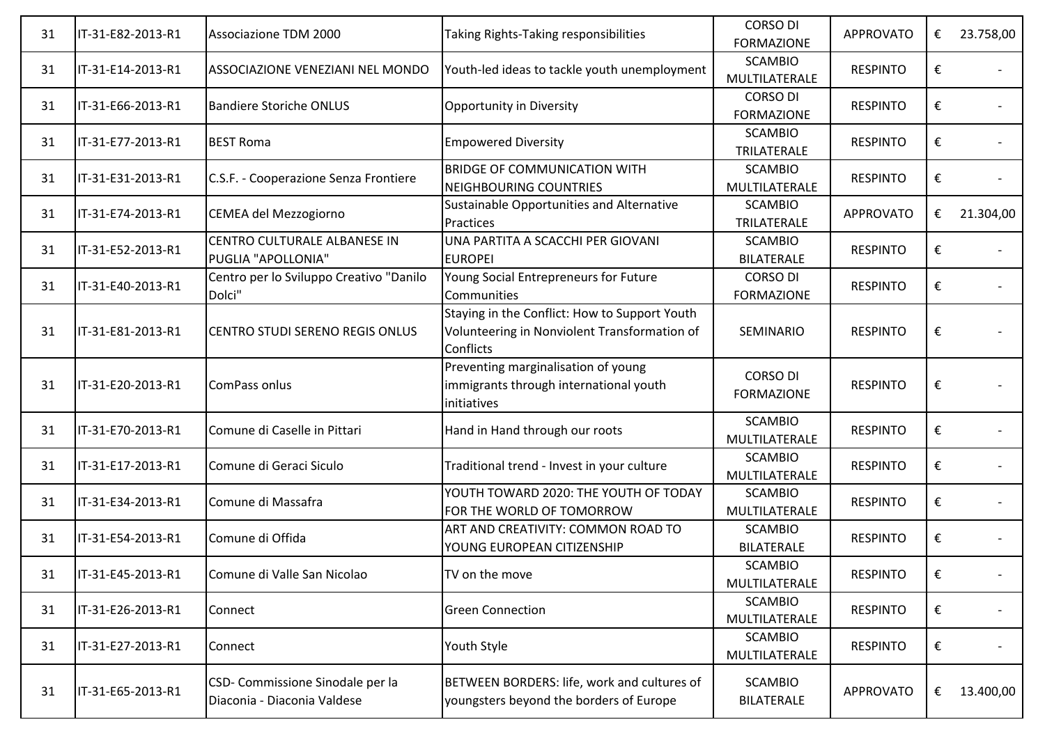| | | | | | | | |
|---|---|---|---|---|---|---|---|
| 31 | IT-31-E82-2013-R1 | Associazione TDM 2000 | Taking Rights-Taking responsibilities | CORSO DI FORMAZIONE | APPROVATO | € | 23.758,00 |
| 31 | IT-31-E14-2013-R1 | ASSOCIAZIONE VENEZIANI NEL MONDO | Youth-led ideas to tackle youth unemployment | SCAMBIO MULTILATERALE | RESPINTO | € | - |
| 31 | IT-31-E66-2013-R1 | Bandiere Storiche ONLUS | Opportunity in Diversity | CORSO DI FORMAZIONE | RESPINTO | € | - |
| 31 | IT-31-E77-2013-R1 | BEST Roma | Empowered Diversity | SCAMBIO TRILATERALE | RESPINTO | € | - |
| 31 | IT-31-E31-2013-R1 | C.S.F. - Cooperazione Senza Frontiere | BRIDGE OF COMMUNICATION WITH NEIGHBOURING COUNTRIES | SCAMBIO MULTILATERALE | RESPINTO | € | - |
| 31 | IT-31-E74-2013-R1 | CEMEA del Mezzogiorno | Sustainable Opportunities and Alternative Practices | SCAMBIO TRILATERALE | APPROVATO | € | 21.304,00 |
| 31 | IT-31-E52-2013-R1 | CENTRO CULTURALE ALBANESE IN PUGLIA "APOLLONIA" | UNA PARTITA A SCACCHI PER GIOVANI EUROPEI | SCAMBIO BILATERALE | RESPINTO | € | - |
| 31 | IT-31-E40-2013-R1 | Centro per lo Sviluppo Creativo "Danilo Dolci" | Young Social Entrepreneurs for Future Communities | CORSO DI FORMAZIONE | RESPINTO | € | - |
| 31 | IT-31-E81-2013-R1 | CENTRO STUDI SERENO REGIS ONLUS | Staying in the Conflict: How to Support Youth Volunteering in Nonviolent Transformation of Conflicts | SEMINARIO | RESPINTO | € | - |
| 31 | IT-31-E20-2013-R1 | ComPass onlus | Preventing marginalisation of young immigrants through international youth initiatives | CORSO DI FORMAZIONE | RESPINTO | € | - |
| 31 | IT-31-E70-2013-R1 | Comune di Caselle in Pittari | Hand in Hand through our roots | SCAMBIO MULTILATERALE | RESPINTO | € | - |
| 31 | IT-31-E17-2013-R1 | Comune di Geraci Siculo | Traditional trend - Invest in your culture | SCAMBIO MULTILATERALE | RESPINTO | € | - |
| 31 | IT-31-E34-2013-R1 | Comune di Massafra | YOUTH TOWARD 2020: THE YOUTH OF TODAY FOR THE WORLD OF TOMORROW | SCAMBIO MULTILATERALE | RESPINTO | € | - |
| 31 | IT-31-E54-2013-R1 | Comune di Offida | ART AND CREATIVITY: COMMON ROAD TO YOUNG EUROPEAN CITIZENSHIP | SCAMBIO BILATERALE | RESPINTO | € | - |
| 31 | IT-31-E45-2013-R1 | Comune di Valle San Nicolao | TV on the move | SCAMBIO MULTILATERALE | RESPINTO | € | - |
| 31 | IT-31-E26-2013-R1 | Connect | Green Connection | SCAMBIO MULTILATERALE | RESPINTO | € | - |
| 31 | IT-31-E27-2013-R1 | Connect | Youth Style | SCAMBIO MULTILATERALE | RESPINTO | € | - |
| 31 | IT-31-E65-2013-R1 | CSD- Commissione Sinodale per la Diaconia - Diaconia Valdese | BETWEEN BORDERS: life, work and cultures of youngsters beyond the borders of Europe | SCAMBIO BILATERALE | APPROVATO | € | 13.400,00 |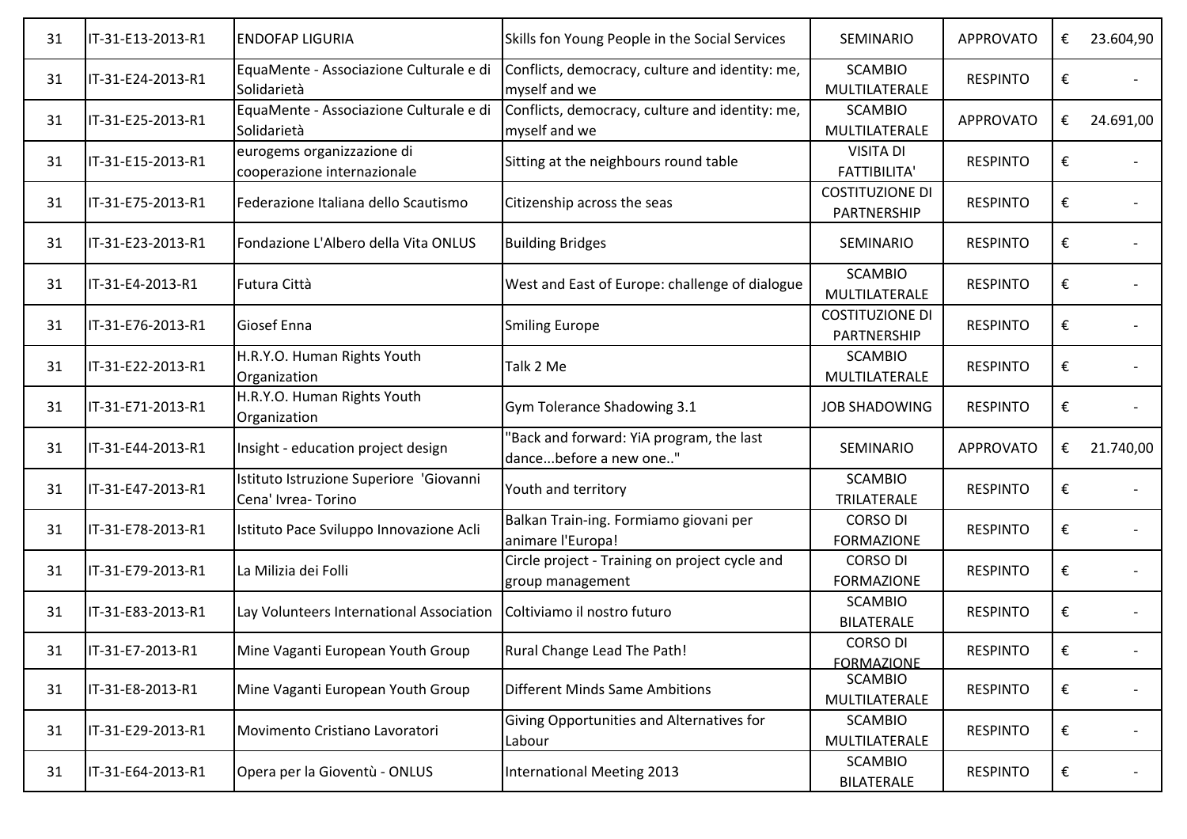| 31 | IT-31-E13-2013-R1 | ENDOFAP LIGURIA | Skills fon Young People in the Social Services | SEMINARIO | APPROVATO | € | 23.604,90 |
|---|---|---|---|---|---|---|---|
| 31 | IT-31-E24-2013-R1 | EquaMente - Associazione Culturale e di Solidarietà | Conflicts, democracy, culture and identity: me, myself and we | SCAMBIO MULTILATERALE | RESPINTO | € | - |
| 31 | IT-31-E25-2013-R1 | EquaMente - Associazione Culturale e di Solidarietà | Conflicts, democracy, culture and identity: me, myself and we | SCAMBIO MULTILATERALE | APPROVATO | € | 24.691,00 |
| 31 | IT-31-E15-2013-R1 | eurogems organizzazione di cooperazione internazionale | Sitting at the neighbours round table | VISITA DI FATTIBILITA' | RESPINTO | € | - |
| 31 | IT-31-E75-2013-R1 | Federazione Italiana dello Scautismo | Citizenship across the seas | COSTITUZIONE DI PARTNERSHIP | RESPINTO | € | - |
| 31 | IT-31-E23-2013-R1 | Fondazione L'Albero della Vita ONLUS | Building Bridges | SEMINARIO | RESPINTO | € | - |
| 31 | IT-31-E4-2013-R1 | Futura Città | West and East of Europe: challenge of dialogue | SCAMBIO MULTILATERALE | RESPINTO | € | - |
| 31 | IT-31-E76-2013-R1 | Giosef Enna | Smiling Europe | COSTITUZIONE DI PARTNERSHIP | RESPINTO | € | - |
| 31 | IT-31-E22-2013-R1 | H.R.Y.O. Human Rights Youth Organization | Talk 2 Me | SCAMBIO MULTILATERALE | RESPINTO | € | - |
| 31 | IT-31-E71-2013-R1 | H.R.Y.O. Human Rights Youth Organization | Gym Tolerance Shadowing 3.1 | JOB SHADOWING | RESPINTO | € | - |
| 31 | IT-31-E44-2013-R1 | Insight - education project design | "Back and forward: YiA program, the last dance...before a new one.." | SEMINARIO | APPROVATO | € | 21.740,00 |
| 31 | IT-31-E47-2013-R1 | Istituto Istruzione Superiore 'Giovanni Cena' Ivrea- Torino | Youth and territory | SCAMBIO TRILATERALE | RESPINTO | € | - |
| 31 | IT-31-E78-2013-R1 | Istituto Pace Sviluppo Innovazione Acli | Balkan Train-ing. Formiamo giovani per animare l'Europa! | CORSO DI FORMAZIONE | RESPINTO | € | - |
| 31 | IT-31-E79-2013-R1 | La Milizia dei Folli | Circle project - Training on project cycle and group management | CORSO DI FORMAZIONE | RESPINTO | € | - |
| 31 | IT-31-E83-2013-R1 | Lay Volunteers International Association | Coltiviamo il nostro futuro | SCAMBIO BILATERALE | RESPINTO | € | - |
| 31 | IT-31-E7-2013-R1 | Mine Vaganti European Youth Group | Rural Change Lead The Path! | CORSO DI FORMAZIONE | RESPINTO | € | - |
| 31 | IT-31-E8-2013-R1 | Mine Vaganti European Youth Group | Different Minds Same Ambitions | SCAMBIO MULTILATERALE | RESPINTO | € | - |
| 31 | IT-31-E29-2013-R1 | Movimento Cristiano Lavoratori | Giving Opportunities and Alternatives for Labour | SCAMBIO MULTILATERALE | RESPINTO | € | - |
| 31 | IT-31-E64-2013-R1 | Opera per la Gioventù - ONLUS | International Meeting 2013 | SCAMBIO BILATERALE | RESPINTO | € | - |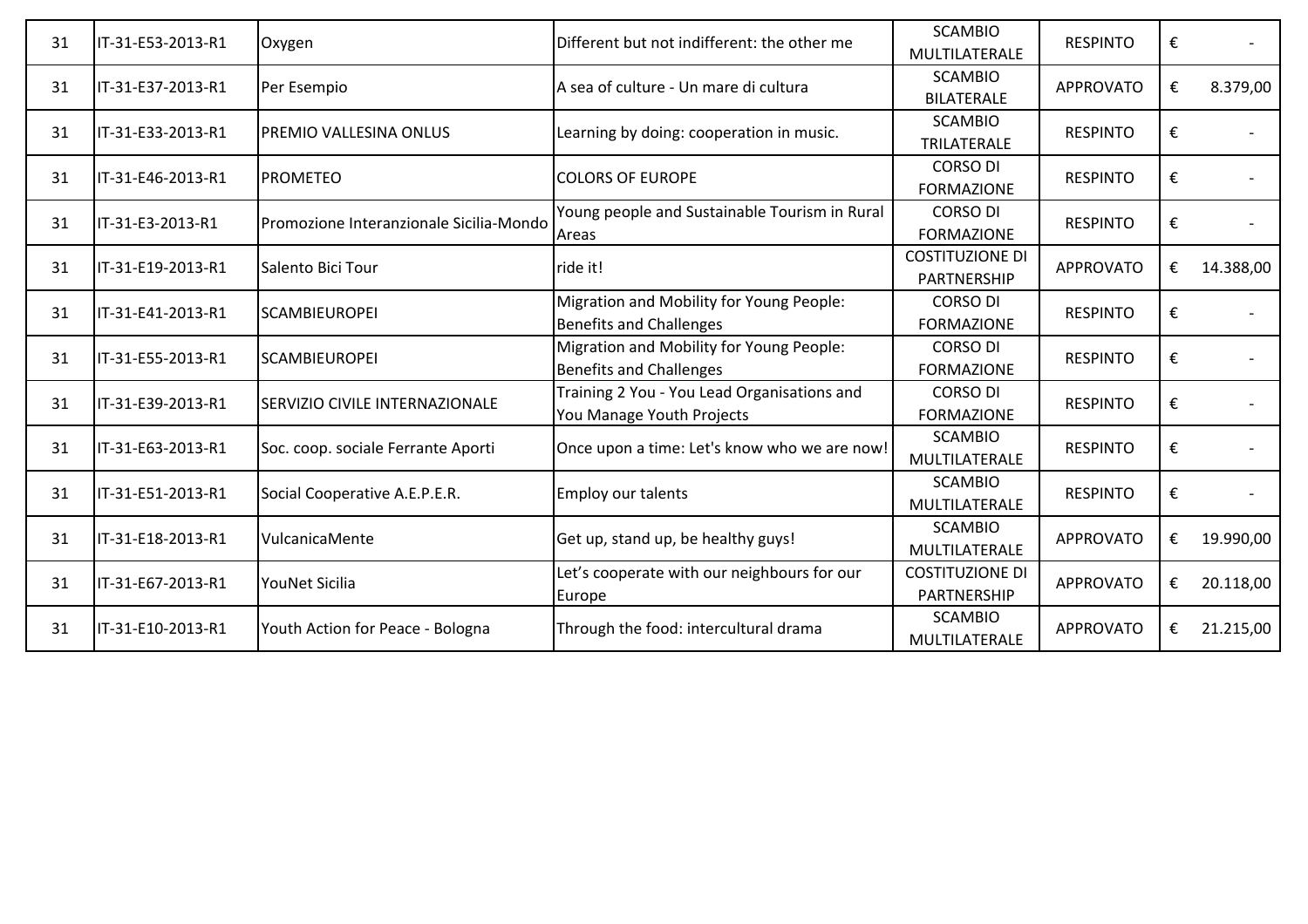| | | | | | | |
|---|---|---|---|---|---|---|
| 31 | IT-31-E53-2013-R1 | Oxygen | Different but not indifferent: the other me | SCAMBIO MULTILATERALE | RESPINTO | € - |
| 31 | IT-31-E37-2013-R1 | Per Esempio | A sea of culture - Un mare di cultura | SCAMBIO BILATERALE | APPROVATO | € 8.379,00 |
| 31 | IT-31-E33-2013-R1 | PREMIO VALLESINA ONLUS | Learning by doing: cooperation in music. | SCAMBIO TRILATERALE | RESPINTO | € - |
| 31 | IT-31-E46-2013-R1 | PROMETEO | COLORS OF EUROPE | CORSO DI FORMAZIONE | RESPINTO | € - |
| 31 | IT-31-E3-2013-R1 | Promozione Interanzionale Sicilia-Mondo | Young people and Sustainable Tourism in Rural Areas | CORSO DI FORMAZIONE | RESPINTO | € - |
| 31 | IT-31-E19-2013-R1 | Salento Bici Tour | ride it! | COSTITUZIONE DI PARTNERSHIP | APPROVATO | € 14.388,00 |
| 31 | IT-31-E41-2013-R1 | SCAMBIEUROPEI | Migration and Mobility for Young People: Benefits and Challenges | CORSO DI FORMAZIONE | RESPINTO | € - |
| 31 | IT-31-E55-2013-R1 | SCAMBIEUROPEI | Migration and Mobility for Young People: Benefits and Challenges | CORSO DI FORMAZIONE | RESPINTO | € - |
| 31 | IT-31-E39-2013-R1 | SERVIZIO CIVILE INTERNAZIONALE | Training 2 You - You Lead Organisations and You Manage Youth Projects | CORSO DI FORMAZIONE | RESPINTO | € - |
| 31 | IT-31-E63-2013-R1 | Soc. coop. sociale Ferrante Aporti | Once upon a time: Let's know who we are now! | SCAMBIO MULTILATERALE | RESPINTO | € - |
| 31 | IT-31-E51-2013-R1 | Social Cooperative A.E.P.E.R. | Employ our talents | SCAMBIO MULTILATERALE | RESPINTO | € - |
| 31 | IT-31-E18-2013-R1 | VulcanicaMente | Get up, stand up, be healthy guys! | SCAMBIO MULTILATERALE | APPROVATO | € 19.990,00 |
| 31 | IT-31-E67-2013-R1 | YouNet Sicilia | Let's cooperate with our neighbours for our Europe | COSTITUZIONE DI PARTNERSHIP | APPROVATO | € 20.118,00 |
| 31 | IT-31-E10-2013-R1 | Youth Action for Peace - Bologna | Through the food: intercultural drama | SCAMBIO MULTILATERALE | APPROVATO | € 21.215,00 |